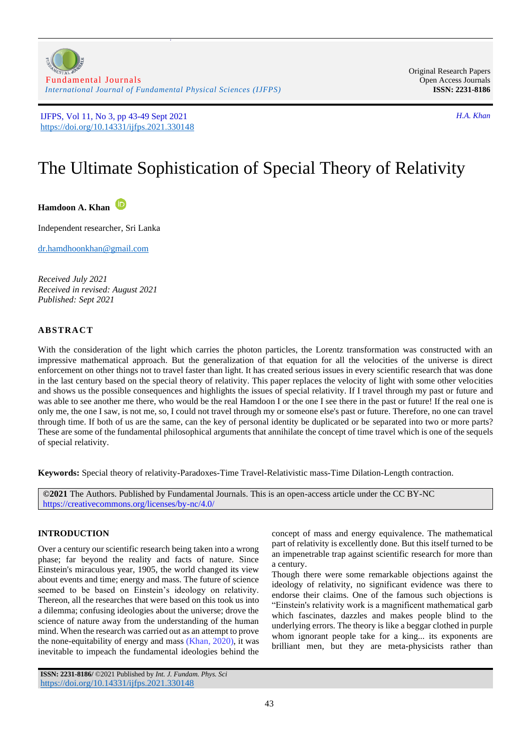# The Ultimate Sophistication of Special Theory of Relativity

**Hamdoon A. Khan**

Independent researcher, Sri Lanka

dr.hamdhoonkhan@gmail.com

*Received July 2021*
*Received in revised: August 2021*
*Published: Sept 2021*

## ABSTRACT

With the consideration of the light which carries the photon particles, the Lorentz transformation was constructed with an impressive mathematical approach. But the generalization of that equation for all the velocities of the universe is direct enforcement on other things not to travel faster than light. It has created serious issues in every scientific research that was done in the last century based on the special theory of relativity. This paper replaces the velocity of light with some other velocities and shows us the possible consequences and highlights the issues of special relativity. If I travel through my past or future and was able to see another me there, who would be the real Hamdoon I or the one I see there in the past or future! If the real one is only me, the one I saw, is not me, so, I could not travel through my or someone else's past or future. Therefore, no one can travel through time. If both of us are the same, can the key of personal identity be duplicated or be separated into two or more parts? These are some of the fundamental philosophical arguments that annihilate the concept of time travel which is one of the sequels of special relativity.

**Keywords:** Special theory of relativity-Paradoxes-Time Travel-Relativistic mass-Time Dilation-Length contraction.

**©2021** The Authors. Published by Fundamental Journals. This is an open-access article under the CC BY-NC https://creativecommons.org/licenses/by-nc/4.0/

## INTRODUCTION

Over a century our scientific research being taken into a wrong phase; far beyond the reality and facts of nature. Since Einstein's miraculous year, 1905, the world changed its view about events and time; energy and mass. The future of science seemed to be based on Einstein's ideology on relativity. Thereon, all the researches that were based on this took us into a dilemma; confusing ideologies about the universe; drove the science of nature away from the understanding of the human mind. When the research was carried out as an attempt to prove the none-equitability of energy and mass (Khan, 2020), it was inevitable to impeach the fundamental ideologies behind the concept of mass and energy equivalence. The mathematical part of relativity is excellently done. But this itself turned to be an impenetrable trap against scientific research for more than a century.

Though there were some remarkable objections against the ideology of relativity, no significant evidence was there to endorse their claims. One of the famous such objections is "Einstein's relativity work is a magnificent mathematical garb which fascinates, dazzles and makes people blind to the underlying errors. The theory is like a beggar clothed in purple whom ignorant people take for a king... its exponents are brilliant men, but they are meta-physicists rather than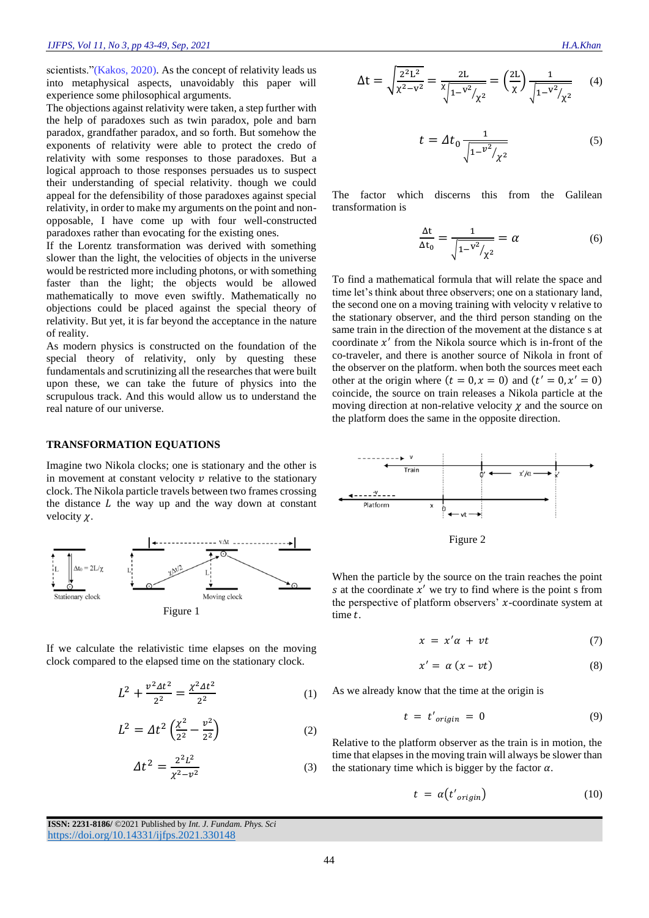scientists."(Kakos, 2020). As the concept of relativity leads us into metaphysical aspects, unavoidably this paper will experience some philosophical arguments.

The objections against relativity were taken, a step further with the help of paradoxes such as twin paradox, pole and barn paradox, grandfather paradox, and so forth. But somehow the exponents of relativity were able to protect the credo of relativity with some responses to those paradoxes. But a logical approach to those responses persuades us to suspect their understanding of special relativity. though we could appeal for the defensibility of those paradoxes against special relativity, in order to make my arguments on the point and non-opposable, I have come up with four well-constructed paradoxes rather than evocating for the existing ones.

If the Lorentz transformation was derived with something slower than the light, the velocities of objects in the universe would be restricted more including photons, or with something faster than the light; the objects would be allowed mathematically to move even swiftly. Mathematically no objections could be placed against the special theory of relativity. But yet, it is far beyond the acceptance in the nature of reality.

As modern physics is constructed on the foundation of the special theory of relativity, only by questing these fundamentals and scrutinizing all the researches that were built upon these, we can take the future of physics into the scrupulous track. And this would allow us to understand the real nature of our universe.

## TRANSFORMATION EQUATIONS

Imagine two Nikola clocks; one is stationary and the other is in movement at constant velocity $v$ relative to the stationary clock. The Nikola particle travels between two frames crossing the distance $L$ the way up and the way down at constant velocity $\chi$.

Figure 1

If we calculate the relativistic time elapses on the moving clock compared to the elapsed time on the stationary clock.

$$L^2 + \frac{v^2 \Delta t^2}{2^2} = \frac{\chi^2 \Delta t^2}{2^2} \tag{1}$$

$$L^2 = \Delta t^2 \left(\frac{\chi^2}{2^2} - \frac{v^2}{2^2}\right) \tag{2}$$

$$\Delta t^2 = \frac{2^2 L^2}{\chi^2 - v^2} \tag{3}$$

$$\Delta t = \sqrt{\frac{2^2 L^2}{\chi^2 - v^2}} = \frac{2L}{\chi\sqrt{1 - v^2/\chi^2}} = \left(\frac{2L}{\chi}\right)\frac{1}{\sqrt{1 - v^2/\chi^2}} \tag{4}$$

$$t = \Delta t_0 \frac{1}{\sqrt{1 - v^2/\chi^2}} \tag{5}$$

The factor which discerns this from the Galilean transformation is

$$\frac{\Delta t}{\Delta t_0} = \frac{1}{\sqrt{1 - v^2/\chi^2}} = \alpha \tag{6}$$

To find a mathematical formula that will relate the space and time let's think about three observers; one on a stationary land, the second one on a moving training with velocity v relative to the stationary observer, and the third person standing on the same train in the direction of the movement at the distance s at coordinate $x'$ from the Nikola source which is in-front of the co-traveler, and there is another source of Nikola in front of the observer on the platform. when both the sources meet each other at the origin where $(t = 0, x = 0)$ and $(t' = 0, x' = 0)$ coincide, the source on train releases a Nikola particle at the moving direction at non-relative velocity $\chi$ and the source on the platform does the same in the opposite direction.

Figure 2

When the particle by the source on the train reaches the point $s$ at the coordinate $x'$ we try to find where is the point s from the perspective of platform observers' $x$-coordinate system at time $t$.

$$x = x'\alpha + vt \tag{7}$$

$$x' = \alpha\,(x - vt) \tag{8}$$

As we already know that the time at the origin is

$$t = t'_{origin} = 0 \tag{9}$$

Relative to the platform observer as the train is in motion, the time that elapses in the moving train will always be slower than the stationary time which is bigger by the factor $\alpha$.

$$t = \alpha\left(t'_{origin}\right) \tag{10}$$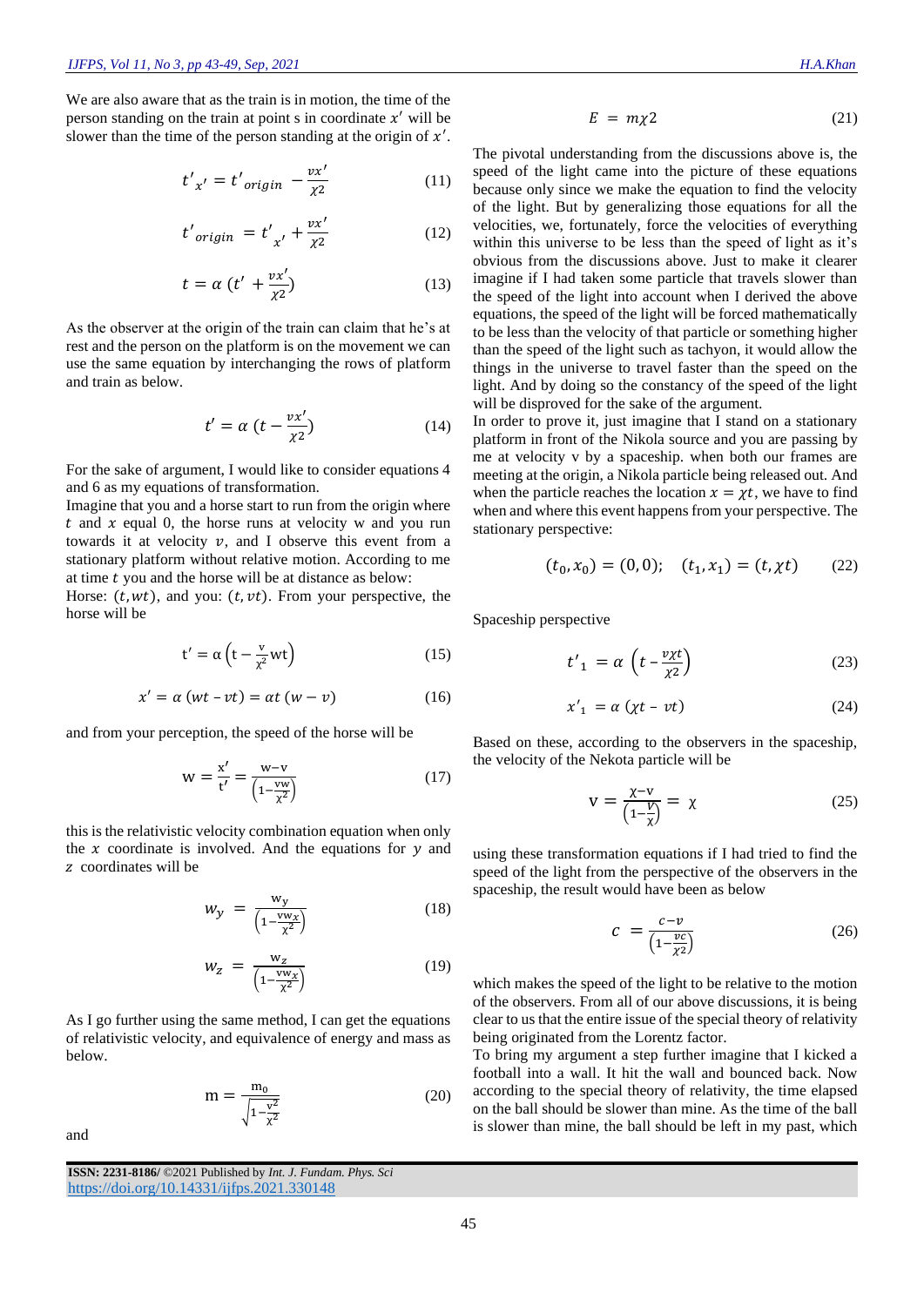We are also aware that as the train is in motion, the time of the person standing on the train at point s in coordinate $x'$ will be slower than the time of the person standing at the origin of $x'$.

$$t'_{x'} = t'_{origin} - \frac{vx'}{\chi 2} \tag{11}$$

$$t'_{origin} = t'_{x'} + \frac{vx'}{\chi 2} \tag{12}$$

$$t = \alpha\,(t' + \frac{vx'}{\chi 2}) \tag{13}$$

As the observer at the origin of the train can claim that he's at rest and the person on the platform is on the movement we can use the same equation by interchanging the rows of platform and train as below.

$$t' = \alpha\,(t - \frac{vx'}{\chi 2}) \tag{14}$$

For the sake of argument, I would like to consider equations 4 and 6 as my equations of transformation.

Imagine that you and a horse start to run from the origin where $t$ and $x$ equal 0, the horse runs at velocity w and you run towards it at velocity $v$, and I observe this event from a stationary platform without relative motion. According to me at time $t$ you and the horse will be at distance as below:

Horse: $(t, wt)$, and you: $(t, vt)$. From your perspective, the horse will be

$$t' = \alpha\left(t - \frac{v}{\chi^2}wt\right) \tag{15}$$

$$x' = \alpha\,(wt - vt) = \alpha t\,(w - v) \tag{16}$$

and from your perception, the speed of the horse will be

$$w = \frac{x'}{t'} = \frac{w - v}{\left(1 - \frac{vw}{\chi^2}\right)} \tag{17}$$

this is the relativistic velocity combination equation when only the $x$ coordinate is involved. And the equations for $y$ and $z$ coordinates will be

$$w_y = \frac{w_y}{\left(1 - \frac{vw_x}{\chi^2}\right)} \tag{18}$$

$$w_z = \frac{w_z}{\left(1 - \frac{vw_x}{\chi^2}\right)} \tag{19}$$

As I go further using the same method, I can get the equations of relativistic velocity, and equivalence of energy and mass as below.

$$m = \frac{m_0}{\sqrt{1 - \frac{v^2}{\chi^2}}} \tag{20}$$

and

$$E = m\chi 2 \tag{21}$$

The pivotal understanding from the discussions above is, the speed of the light came into the picture of these equations because only since we make the equation to find the velocity of the light. But by generalizing those equations for all the velocities, we, fortunately, force the velocities of everything within this universe to be less than the speed of light as it's obvious from the discussions above. Just to make it clearer imagine if I had taken some particle that travels slower than the speed of the light into account when I derived the above equations, the speed of the light will be forced mathematically to be less than the velocity of that particle or something higher than the speed of the light such as tachyon, it would allow the things in the universe to travel faster than the speed on the light. And by doing so the constancy of the speed of the light will be disproved for the sake of the argument.

In order to prove it, just imagine that I stand on a stationary platform in front of the Nikola source and you are passing by me at velocity v by a spaceship. when both our frames are meeting at the origin, a Nikola particle being released out. And when the particle reaches the location $x = \chi t$, we have to find when and where this event happens from your perspective. The stationary perspective:

$$(t_0, x_0) = (0, 0); \quad (t_1, x_1) = (t, \chi t) \tag{22}$$

Spaceship perspective

$$t'_1 = \alpha\left(t - \frac{v\chi t}{\chi 2}\right) \tag{23}$$

$$x'_1 = \alpha\,(\chi t - vt) \tag{24}$$

Based on these, according to the observers in the spaceship, the velocity of the Nekota particle will be

$$v = \frac{\chi - v}{\left(1 - \frac{V}{\chi}\right)} = \chi \tag{25}$$

using these transformation equations if I had tried to find the speed of the light from the perspective of the observers in the spaceship, the result would have been as below

$$c = \frac{c - v}{\left(1 - \frac{vc}{\chi 2}\right)} \tag{26}$$

which makes the speed of the light to be relative to the motion of the observers. From all of our above discussions, it is being clear to us that the entire issue of the special theory of relativity being originated from the Lorentz factor.

To bring my argument a step further imagine that I kicked a football into a wall. It hit the wall and bounced back. Now according to the special theory of relativity, the time elapsed on the ball should be slower than mine. As the time of the ball is slower than mine, the ball should be left in my past, which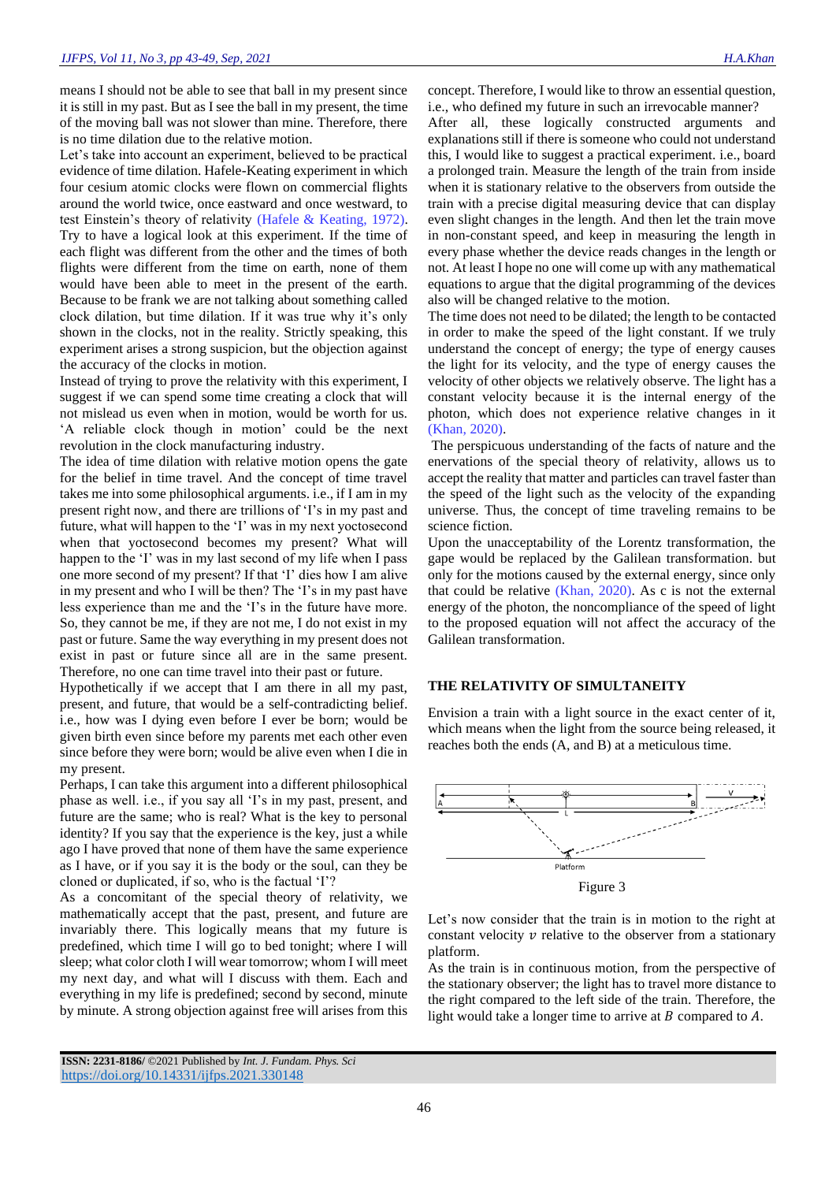means I should not be able to see that ball in my present since it is still in my past. But as I see the ball in my present, the time of the moving ball was not slower than mine. Therefore, there is no time dilation due to the relative motion.

Let's take into account an experiment, believed to be practical evidence of time dilation. Hafele-Keating experiment in which four cesium atomic clocks were flown on commercial flights around the world twice, once eastward and once westward, to test Einstein's theory of relativity (Hafele & Keating, 1972). Try to have a logical look at this experiment. If the time of each flight was different from the other and the times of both flights were different from the time on earth, none of them would have been able to meet in the present of the earth. Because to be frank we are not talking about something called clock dilation, but time dilation. If it was true why it's only shown in the clocks, not in the reality. Strictly speaking, this experiment arises a strong suspicion, but the objection against the accuracy of the clocks in motion.

Instead of trying to prove the relativity with this experiment, I suggest if we can spend some time creating a clock that will not mislead us even when in motion, would be worth for us. 'A reliable clock though in motion' could be the next revolution in the clock manufacturing industry.

The idea of time dilation with relative motion opens the gate for the belief in time travel. And the concept of time travel takes me into some philosophical arguments. i.e., if I am in my present right now, and there are trillions of 'I's in my past and future, what will happen to the 'I' was in my next yoctosecond when that yoctosecond becomes my present? What will happen to the 'I' was in my last second of my life when I pass one more second of my present? If that 'I' dies how I am alive in my present and who I will be then? The 'I's in my past have less experience than me and the 'I's in the future have more. So, they cannot be me, if they are not me, I do not exist in my past or future. Same the way everything in my present does not exist in past or future since all are in the same present. Therefore, no one can time travel into their past or future.

Hypothetically if we accept that I am there in all my past, present, and future, that would be a self-contradicting belief. i.e., how was I dying even before I ever be born; would be given birth even since before my parents met each other even since before they were born; would be alive even when I die in my present.

Perhaps, I can take this argument into a different philosophical phase as well. i.e., if you say all 'I's in my past, present, and future are the same; who is real? What is the key to personal identity? If you say that the experience is the key, just a while ago I have proved that none of them have the same experience as I have, or if you say it is the body or the soul, can they be cloned or duplicated, if so, who is the factual 'I'?

As a concomitant of the special theory of relativity, we mathematically accept that the past, present, and future are invariably there. This logically means that my future is predefined, which time I will go to bed tonight; where I will sleep; what color cloth I will wear tomorrow; whom I will meet my next day, and what will I discuss with them. Each and everything in my life is predefined; second by second, minute by minute. A strong objection against free will arises from this concept. Therefore, I would like to throw an essential question, i.e., who defined my future in such an irrevocable manner?

After all, these logically constructed arguments and explanations still if there is someone who could not understand this, I would like to suggest a practical experiment. i.e., board a prolonged train. Measure the length of the train from inside when it is stationary relative to the observers from outside the train with a precise digital measuring device that can display even slight changes in the length. And then let the train move in non-constant speed, and keep in measuring the length in every phase whether the device reads changes in the length or not. At least I hope no one will come up with any mathematical equations to argue that the digital programming of the devices also will be changed relative to the motion.

The time does not need to be dilated; the length to be contacted in order to make the speed of the light constant. If we truly understand the concept of energy; the type of energy causes the light for its velocity, and the type of energy causes the velocity of other objects we relatively observe. The light has a constant velocity because it is the internal energy of the photon, which does not experience relative changes in it (Khan, 2020).

The perspicuous understanding of the facts of nature and the enervations of the special theory of relativity, allows us to accept the reality that matter and particles can travel faster than the speed of the light such as the velocity of the expanding universe. Thus, the concept of time traveling remains to be science fiction.

Upon the unacceptability of the Lorentz transformation, the gape would be replaced by the Galilean transformation. but only for the motions caused by the external energy, since only that could be relative (Khan, 2020). As c is not the external energy of the photon, the noncompliance of the speed of light to the proposed equation will not affect the accuracy of the Galilean transformation.

## THE RELATIVITY OF SIMULTANEITY

Envision a train with a light source in the exact center of it, which means when the light from the source being released, it reaches both the ends (A, and B) at a meticulous time.

Figure 3

Let's now consider that the train is in motion to the right at constant velocity $v$ relative to the observer from a stationary platform.

As the train is in continuous motion, from the perspective of the stationary observer; the light has to travel more distance to the right compared to the left side of the train. Therefore, the light would take a longer time to arrive at $B$ compared to $A$.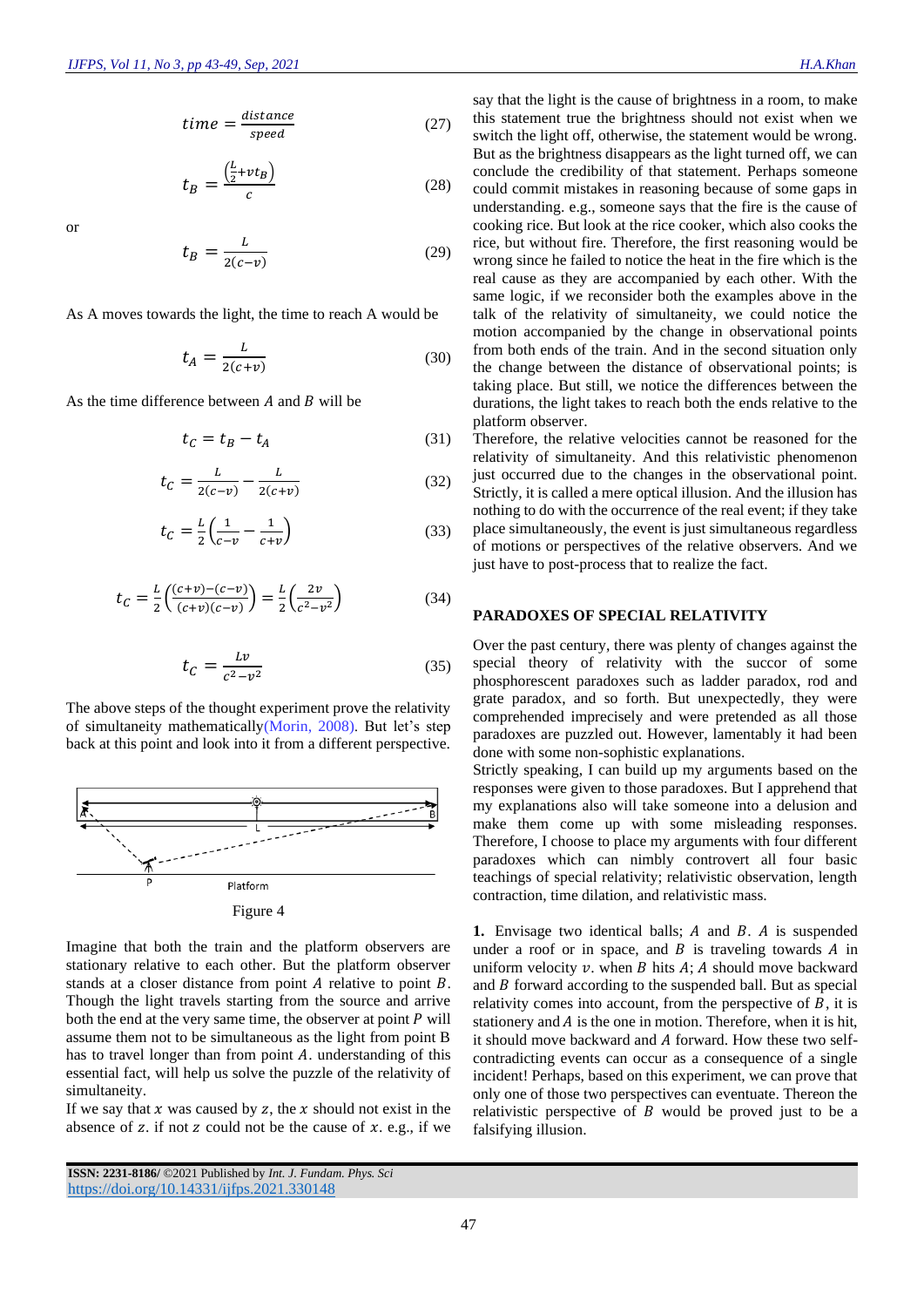$$time = \frac{distance}{speed} \quad (27)$$

$$t_B = \frac{\left(\frac{L}{2}+vt_B\right)}{c} \quad (28)$$

or

$$t_B = \frac{L}{2(c-v)} \quad (29)$$

As A moves towards the light, the time to reach A would be

$$t_A = \frac{L}{2(c+v)} \quad (30)$$

As the time difference between $A$ and $B$ will be

$$t_C = t_B - t_A \quad (31)$$

$$t_C = \frac{L}{2(c-v)} - \frac{L}{2(c+v)} \quad (32)$$

$$t_C = \frac{L}{2}\left(\frac{1}{c-v} - \frac{1}{c+v}\right) \quad (33)$$

$$t_C = \frac{L}{2}\left(\frac{(c+v)-(c-v)}{(c+v)(c-v)}\right) = \frac{L}{2}\left(\frac{2v}{c^2-v^2}\right) \quad (34)$$

$$t_C = \frac{Lv}{c^2-v^2} \quad (35)$$

The above steps of the thought experiment prove the relativity of simultaneity mathematically(Morin, 2008). But let's step back at this point and look into it from a different perspective.

Figure 4

Imagine that both the train and the platform observers are stationary relative to each other. But the platform observer stands at a closer distance from point $A$ relative to point $B$. Though the light travels starting from the source and arrive both the end at the very same time, the observer at point $P$ will assume them not to be simultaneous as the light from point B has to travel longer than from point $A$. understanding of this essential fact, will help us solve the puzzle of the relativity of simultaneity.

If we say that $x$ was caused by $z$, the $x$ should not exist in the absence of $z$. if not $z$ could not be the cause of $x$. e.g., if we say that the light is the cause of brightness in a room, to make this statement true the brightness should not exist when we switch the light off, otherwise, the statement would be wrong. But as the brightness disappears as the light turned off, we can conclude the credibility of that statement. Perhaps someone could commit mistakes in reasoning because of some gaps in understanding. e.g., someone says that the fire is the cause of cooking rice. But look at the rice cooker, which also cooks the rice, but without fire. Therefore, the first reasoning would be wrong since he failed to notice the heat in the fire which is the real cause as they are accompanied by each other. With the same logic, if we reconsider both the examples above in the talk of the relativity of simultaneity, we could notice the motion accompanied by the change in observational points from both ends of the train. And in the second situation only the change between the distance of observational points; is taking place. But still, we notice the differences between the durations, the light takes to reach both the ends relative to the platform observer.

Therefore, the relative velocities cannot be reasoned for the relativity of simultaneity. And this relativistic phenomenon just occurred due to the changes in the observational point. Strictly, it is called a mere optical illusion. And the illusion has nothing to do with the occurrence of the real event; if they take place simultaneously, the event is just simultaneous regardless of motions or perspectives of the relative observers. And we just have to post-process that to realize the fact.

## PARADOXES OF SPECIAL RELATIVITY

Over the past century, there was plenty of changes against the special theory of relativity with the succor of some phosphorescent paradoxes such as ladder paradox, rod and grate paradox, and so forth. But unexpectedly, they were comprehended imprecisely and were pretended as all those paradoxes are puzzled out. However, lamentably it had been done with some non-sophistic explanations.

Strictly speaking, I can build up my arguments based on the responses were given to those paradoxes. But I apprehend that my explanations also will take someone into a delusion and make them come up with some misleading responses. Therefore, I choose to place my arguments with four different paradoxes which can nimbly controvert all four basic teachings of special relativity; relativistic observation, length contraction, time dilation, and relativistic mass.

**1.** Envisage two identical balls; $A$ and $B$. $A$ is suspended under a roof or in space, and $B$ is traveling towards $A$ in uniform velocity $v$. when $B$ hits $A$; $A$ should move backward and $B$ forward according to the suspended ball. But as special relativity comes into account, from the perspective of $B$, it is stationery and $A$ is the one in motion. Therefore, when it is hit, it should move backward and $A$ forward. How these two self-contradicting events can occur as a consequence of a single incident! Perhaps, based on this experiment, we can prove that only one of those two perspectives can eventuate. Thereon the relativistic perspective of $B$ would be proved just to be a falsifying illusion.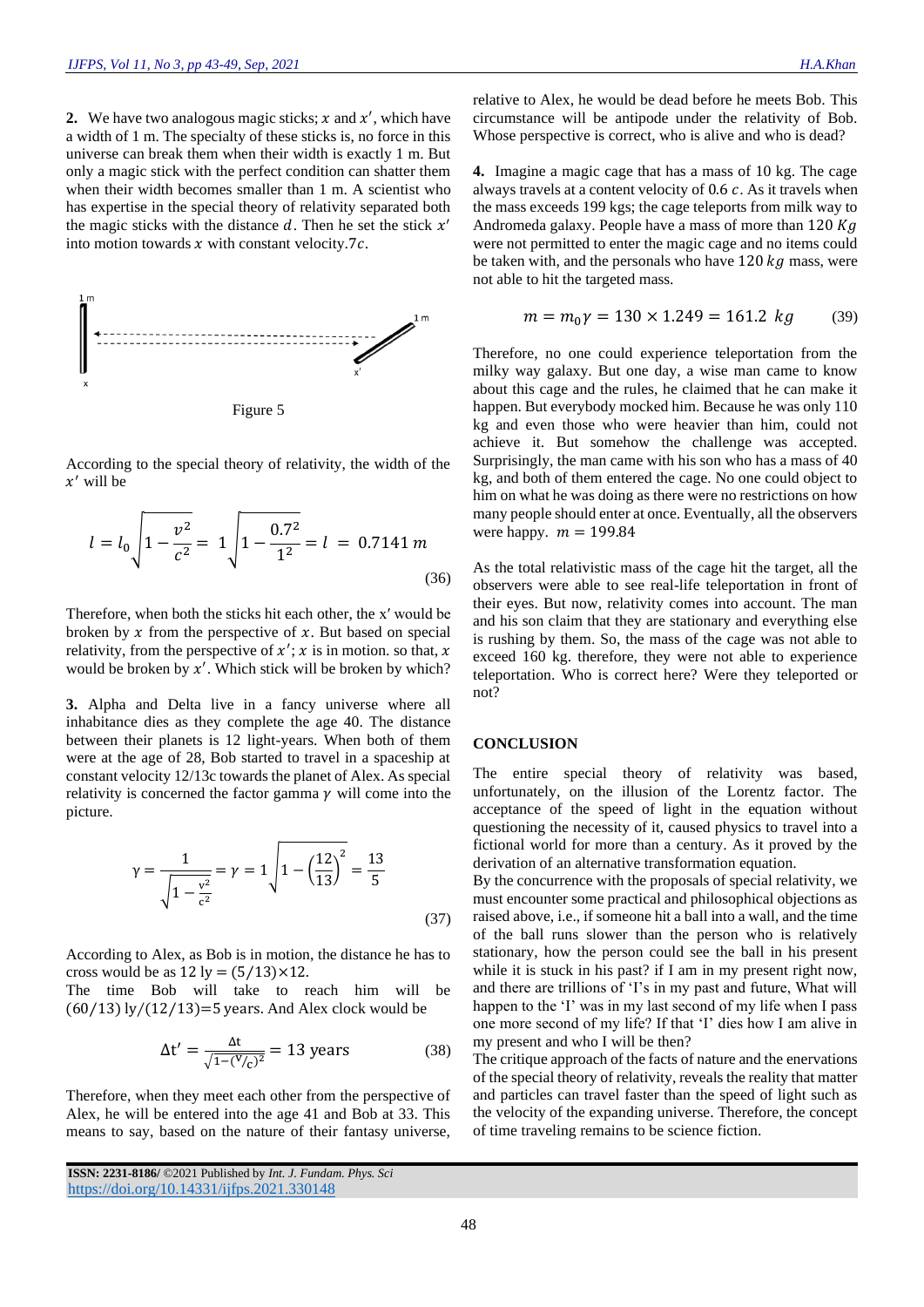**2.** We have two analogous magic sticks; $x$ and $x'$, which have a width of 1 m. The specialty of these sticks is, no force in this universe can break them when their width is exactly 1 m. But only a magic stick with the perfect condition can shatter them when their width becomes smaller than 1 m. A scientist who has expertise in the special theory of relativity separated both the magic sticks with the distance $d$. Then he set the stick $x'$ into motion towards $x$ with constant velocity.7$c$.

Figure 5

According to the special theory of relativity, the width of the $x'$ will be

$$l = l_0 \sqrt{1 - \frac{v^2}{c^2}} = 1 \sqrt{1 - \frac{0.7^2}{1^2}} = l = 0.7141\, m \tag{36}$$

Therefore, when both the sticks hit each other, the x′ would be broken by $x$ from the perspective of $x$. But based on special relativity, from the perspective of $x'$; $x$ is in motion. so that, $x$ would be broken by $x'$. Which stick will be broken by which?

**3.** Alpha and Delta live in a fancy universe where all inhabitance dies as they complete the age 40. The distance between their planets is 12 light-years. When both of them were at the age of 28, Bob started to travel in a spaceship at constant velocity 12/13c towards the planet of Alex. As special relativity is concerned the factor gamma $\gamma$ will come into the picture.

$$\gamma = \frac{1}{\sqrt{1 - \frac{v^2}{c^2}}} = \gamma = 1 \sqrt{1 - \left(\frac{12}{13}\right)^2} = \frac{13}{5} \tag{37}$$

According to Alex, as Bob is in motion, the distance he has to cross would be as 12 ly = (5/13)×12.

The time Bob will take to reach him will be (60/13) ly/(12/13)=5 years. And Alex clock would be

$$\Delta t' = \frac{\Delta t}{\sqrt{1 - (^{v}/_{c})^2}} = 13 \text{ years} \tag{38}$$

Therefore, when they meet each other from the perspective of Alex, he will be entered into the age 41 and Bob at 33. This means to say, based on the nature of their fantasy universe, relative to Alex, he would be dead before he meets Bob. This circumstance will be antipode under the relativity of Bob. Whose perspective is correct, who is alive and who is dead?

**4.** Imagine a magic cage that has a mass of 10 kg. The cage always travels at a content velocity of 0.6 $c$. As it travels when the mass exceeds 199 kgs; the cage teleports from milk way to Andromeda galaxy. People have a mass of more than 120 $Kg$ were not permitted to enter the magic cage and no items could be taken with, and the personals who have 120 $kg$ mass, were not able to hit the targeted mass.

$$m = m_0 \gamma = 130 \times 1.249 = 161.2\ kg \tag{39}$$

Therefore, no one could experience teleportation from the milky way galaxy. But one day, a wise man came to know about this cage and the rules, he claimed that he can make it happen. But everybody mocked him. Because he was only 110 kg and even those who were heavier than him, could not achieve it. But somehow the challenge was accepted. Surprisingly, the man came with his son who has a mass of 40 kg, and both of them entered the cage. No one could object to him on what he was doing as there were no restrictions on how many people should enter at once. Eventually, all the observers were happy. $m = 199.84$

As the total relativistic mass of the cage hit the target, all the observers were able to see real-life teleportation in front of their eyes. But now, relativity comes into account. The man and his son claim that they are stationary and everything else is rushing by them. So, the mass of the cage was not able to exceed 160 kg. therefore, they were not able to experience teleportation. Who is correct here? Were they teleported or not?

## CONCLUSION

The entire special theory of relativity was based, unfortunately, on the illusion of the Lorentz factor. The acceptance of the speed of light in the equation without questioning the necessity of it, caused physics to travel into a fictional world for more than a century. As it proved by the derivation of an alternative transformation equation.

By the concurrence with the proposals of special relativity, we must encounter some practical and philosophical objections as raised above, i.e., if someone hit a ball into a wall, and the time of the ball runs slower than the person who is relatively stationary, how the person could see the ball in his present while it is stuck in his past? if I am in my present right now, and there are trillions of 'I's in my past and future, What will happen to the 'I' was in my last second of my life when I pass one more second of my life? If that 'I' dies how I am alive in my present and who I will be then?

The critique approach of the facts of nature and the enervations of the special theory of relativity, reveals the reality that matter and particles can travel faster than the speed of light such as the velocity of the expanding universe. Therefore, the concept of time traveling remains to be science fiction.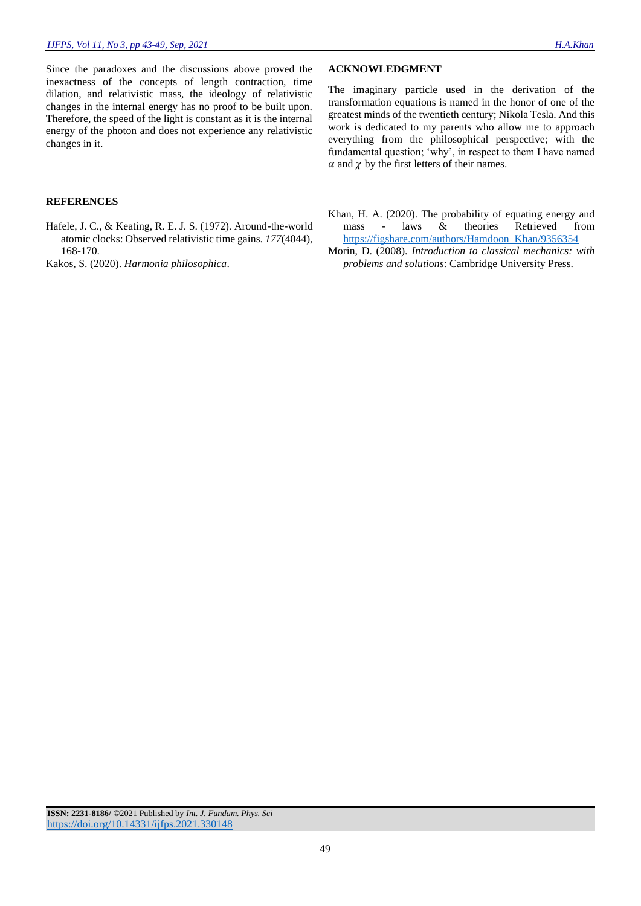Since the paradoxes and the discussions above proved the inexactness of the concepts of length contraction, time dilation, and relativistic mass, the ideology of relativistic changes in the internal energy has no proof to be built upon. Therefore, the speed of the light is constant as it is the internal energy of the photon and does not experience any relativistic changes in it.

## ACKNOWLEDGMENT

The imaginary particle used in the derivation of the transformation equations is named in the honor of one of the greatest minds of the twentieth century; Nikola Tesla. And this work is dedicated to my parents who allow me to approach everything from the philosophical perspective; with the fundamental question; 'why', in respect to them I have named $\alpha$ and $\chi$ by the first letters of their names.

## REFERENCES

Hafele, J. C., & Keating, R. E. J. S. (1972). Around-the-world atomic clocks: Observed relativistic time gains. *177*(4044), 168-170.

Kakos, S. (2020). *Harmonia philosophica*.

Khan, H. A. (2020). The probability of equating energy and mass - laws & theories Retrieved from https://figshare.com/authors/Hamdoon_Khan/9356354

Morin, D. (2008). *Introduction to classical mechanics: with problems and solutions*: Cambridge University Press.